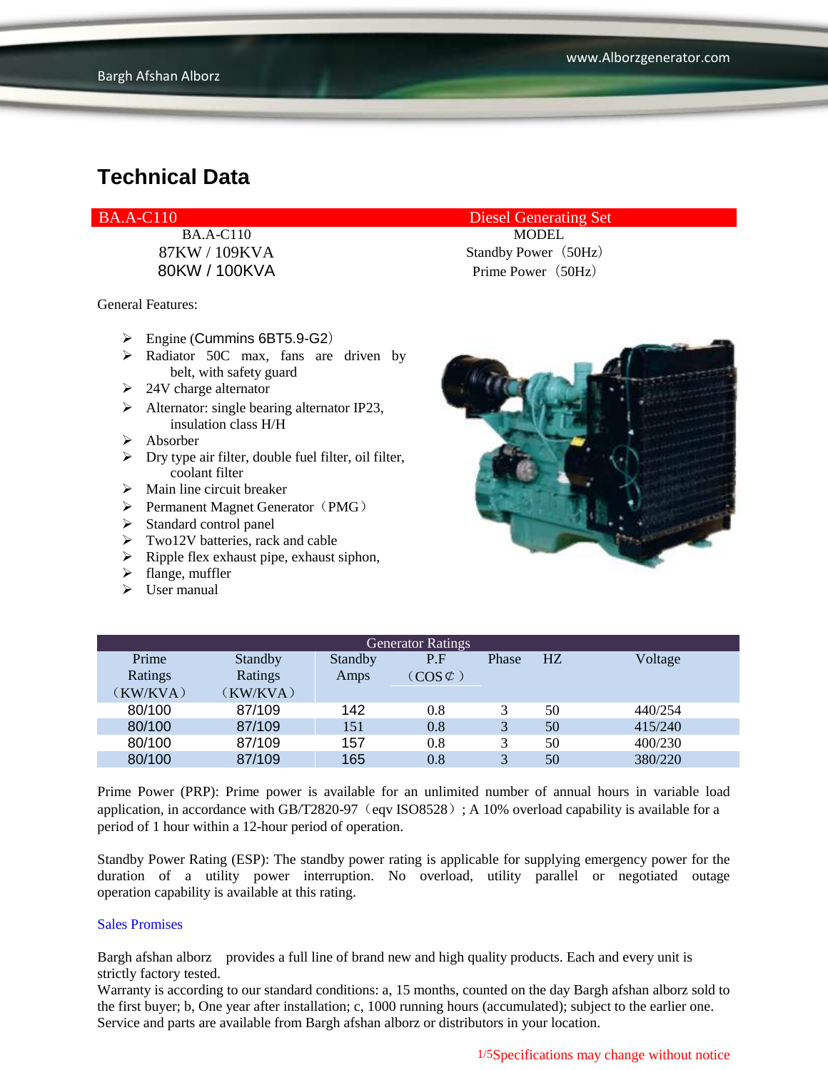# Technical Data

| BA.A-C110 | Diesel Generating Set |
|---|---|
| BA.A-C110 | MODEL |
| 87KW / 109KVA | Standby Power（50Hz） |
| 80KW / 100KVA | Prime Power（50Hz） |

General Features:

- Engine (Cummins 6BT5.9-G2）
- Radiator 50C max, fans are driven by belt, with safety guard
- 24V charge alternator
- Alternator: single bearing alternator IP23, insulation class H/H
- Absorber
- Dry type air filter, double fuel filter, oil filter, coolant filter
- Main line circuit breaker
- Permanent Magnet Generator（PMG）
- Standard control panel
- Two12V batteries, rack and cable
- Ripple flex exhaust pipe, exhaust siphon,
- flange, muffler
- User manual

| Generator Ratings | | | | | | |
|---|---|---|---|---|---|---|
| Prime Ratings （KW/KVA） | Standby Ratings （KW/KVA） | Standby Amps | P.F （COS¢） | Phase | HZ | Voltage |
| 80/100 | 87/109 | 142 | 0.8 | 3 | 50 | 440/254 |
| 80/100 | 87/109 | 151 | 0.8 | 3 | 50 | 415/240 |
| 80/100 | 87/109 | 157 | 0.8 | 3 | 50 | 400/230 |
| 80/100 | 87/109 | 165 | 0.8 | 3 | 50 | 380/220 |

Prime Power (PRP): Prime power is available for an unlimited number of annual hours in variable load application, in accordance with GB/T2820-97（eqv ISO8528）; A 10% overload capability is available for a period of 1 hour within a 12-hour period of operation.

Standby Power Rating (ESP): The standby power rating is applicable for supplying emergency power for the duration of a utility power interruption. No overload, utility parallel or negotiated outage operation capability is available at this rating.

Sales Promises

Bargh afshan alborz provides a full line of brand new and high quality products. Each and every unit is strictly factory tested.
Warranty is according to our standard conditions: a, 15 months, counted on the day Bargh afshan alborz sold to the first buyer; b, One year after installation; c, 1000 running hours (accumulated); subject to the earlier one.
Service and parts are available from Bargh afshan alborz or distributors in your location.

Specifications may change without notice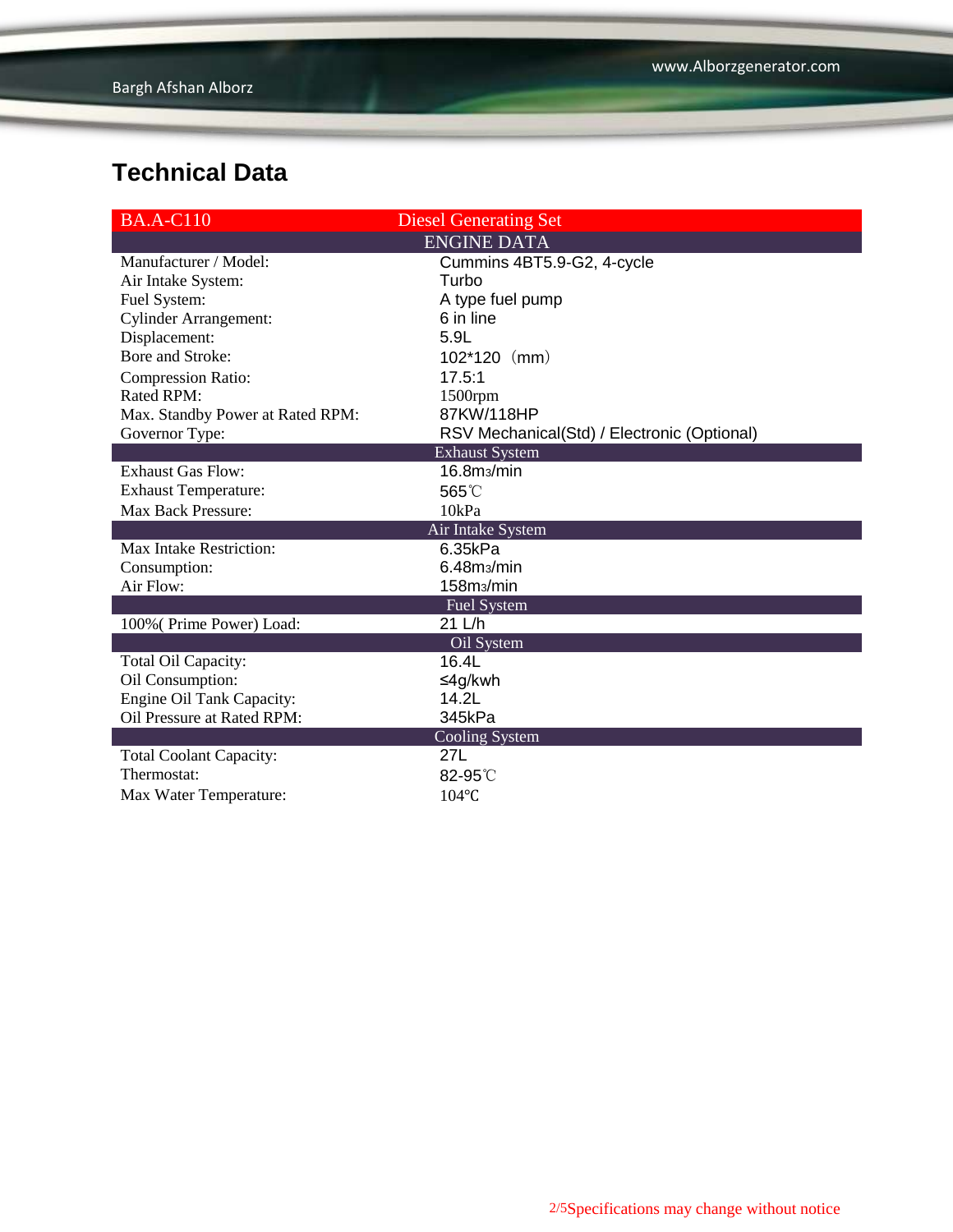## Technical Data

| BA.A-C110 | Diesel Generating Set |
|---|---|
| **ENGINE DATA** | |
| Manufacturer / Model: | Cummins 4BT5.9-G2, 4-cycle |
| Air Intake System: | Turbo |
| Fuel System: | A type fuel pump |
| Cylinder Arrangement: | 6 in line |
| Displacement: | 5.9L |
| Bore and Stroke: | 102*120（mm） |
| Compression Ratio: | 17.5:1 |
| Rated RPM: | 1500rpm |
| Max. Standby Power at Rated RPM: | 87KW/118HP |
| Governor Type: | RSV Mechanical(Std) / Electronic (Optional) |
| **Exhaust System** | |
| Exhaust Gas Flow: | 16.8m3/min |
| Exhaust Temperature: | 565℃ |
| Max Back Pressure: | 10kPa |
| **Air Intake System** | |
| Max Intake Restriction: | 6.35kPa |
| Consumption: | 6.48m3/min |
| Air Flow: | 158m3/min |
| **Fuel System** | |
| 100%( Prime Power) Load: | 21 L/h |
| **Oil System** | |
| Total Oil Capacity: | 16.4L |
| Oil Consumption: | ≤4g/kwh |
| Engine Oil Tank Capacity: | 14.2L |
| Oil Pressure at Rated RPM: | 345kPa |
| **Cooling System** | |
| Total Coolant Capacity: | 27L |
| Thermostat: | 82-95℃ |
| Max Water Temperature: | 104℃ |

Specifications may change without notice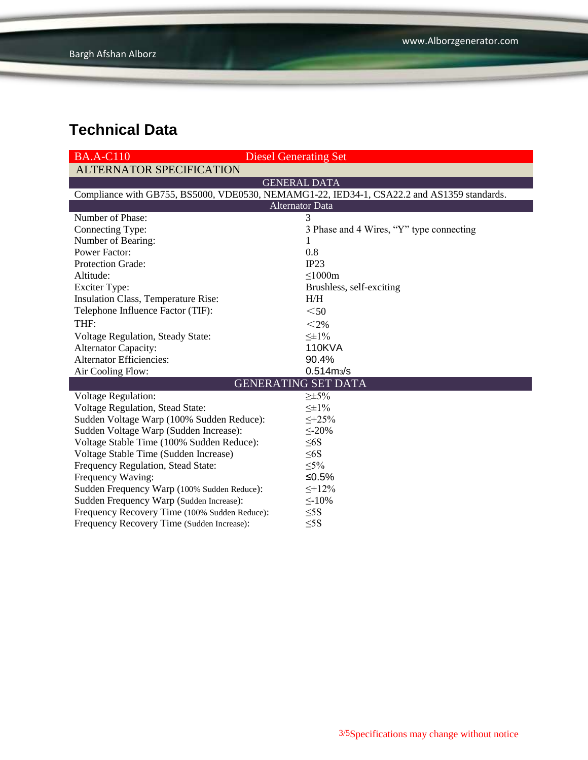# Technical Data

| BA.A-C110 | Diesel Generating Set |
|---|---|
| **ALTERNATOR SPECIFICATION** | |
| **GENERAL DATA** | |
| Compliance with GB755, BS5000, VDE0530, NEMAMG1-22, IED34-1, CSA22.2 and AS1359 standards. | |
| **Alternator Data** | |
| Number of Phase: | 3 |
| Connecting Type: | 3 Phase and 4 Wires, “Y” type connecting |
| Number of Bearing: | 1 |
| Power Factor: | 0.8 |
| Protection Grade: | IP23 |
| Altitude: | ≤1000m |
| Exciter Type: | Brushless, self-exciting |
| Insulation Class, Temperature Rise: | H/H |
| Telephone Influence Factor (TIF): | ＜50 |
| THF: | ＜2% |
| Voltage Regulation, Steady State: | ≤±1% |
| Alternator Capacity: | 110KVA |
| Alternator Efficiencies: | 90.4% |
| Air Cooling Flow: | $0.514 m^3/s$ |
| **GENERATING SET DATA** | |
| Voltage Regulation: | ≥±5% |
| Voltage Regulation, Stead State: | ≤±1% |
| Sudden Voltage Warp (100% Sudden Reduce): | ≤+25% |
| Sudden Voltage Warp (Sudden Increase): | ≤-20% |
| Voltage Stable Time (100% Sudden Reduce): | ≤6S |
| Voltage Stable Time (Sudden Increase) | ≤6S |
| Frequency Regulation, Stead State: | ≤5% |
| Frequency Waving: | ≤0.5% |
| Sudden Frequency Warp (100% Sudden Reduce): | ≤+12% |
| Sudden Frequency Warp (Sudden Increase): | ≤-10% |
| Frequency Recovery Time (100% Sudden Reduce): | ≤5S |
| Frequency Recovery Time (Sudden Increase): | ≤5S |

Specifications may change without notice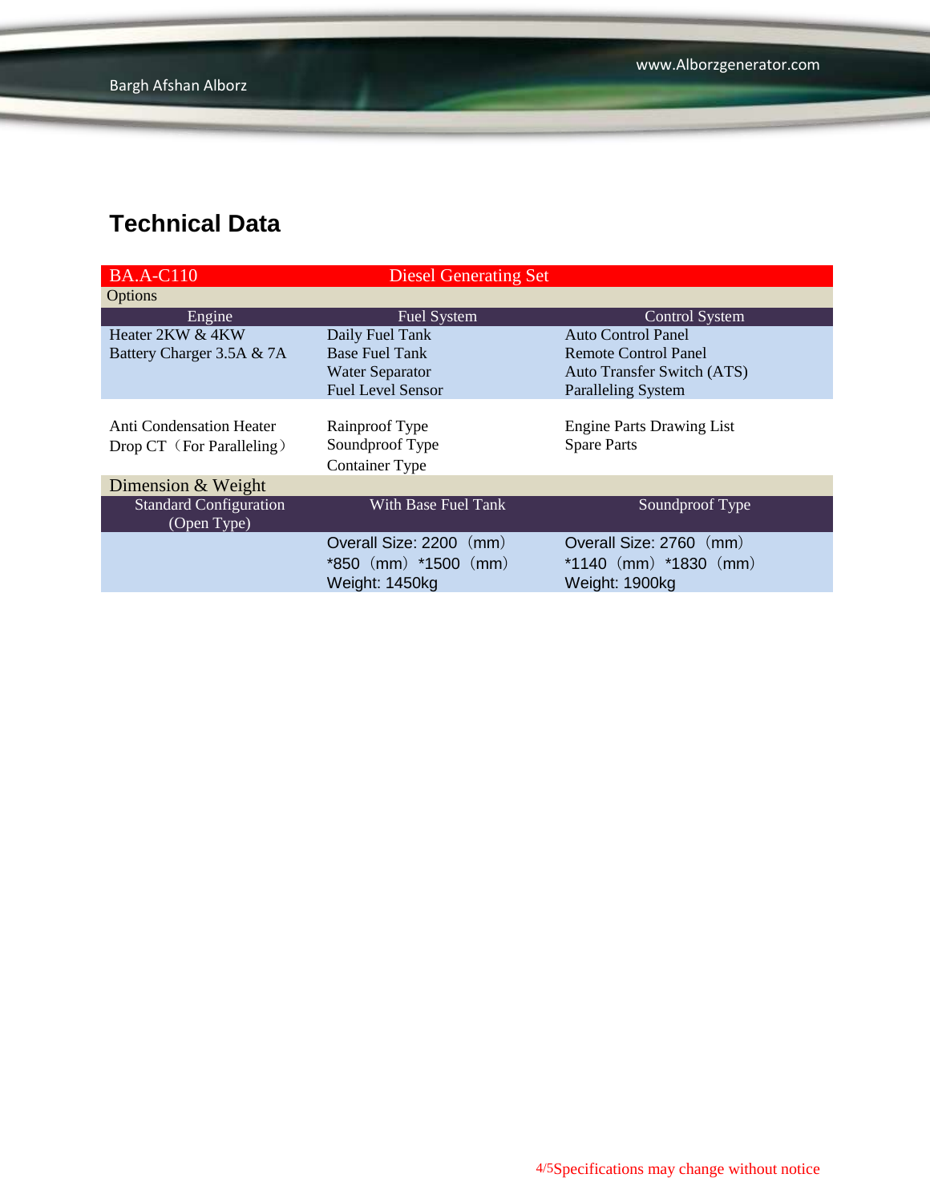# Technical Data

| BA.A-C110 | Diesel Generating Set | |
|---|---|---|
| **Options** | | |
| **Engine** | **Fuel System** | **Control System** |
| Heater 2KW & 4KW | Daily Fuel Tank | Auto Control Panel |
| Battery Charger 3.5A & 7A | Base Fuel Tank | Remote Control Panel |
| | Water Separator | Auto Transfer Switch (ATS) |
| | Fuel Level Sensor | Paralleling System |
| Anti Condensation Heater | Rainproof Type | Engine Parts Drawing List |
| Drop CT（For Paralleling） | Soundproof Type | Spare Parts |
| | Container Type | |
| **Dimension & Weight** | | |
| **Standard Configuration (Open Type)** | **With Base Fuel Tank** | **Soundproof Type** |
| | Overall Size: 2200（mm）*850（mm）*1500（mm） | Overall Size: 2760（mm）*1140（mm）*1830（mm） |
| | Weight: 1450kg | Weight: 1900kg |

Specifications may change without notice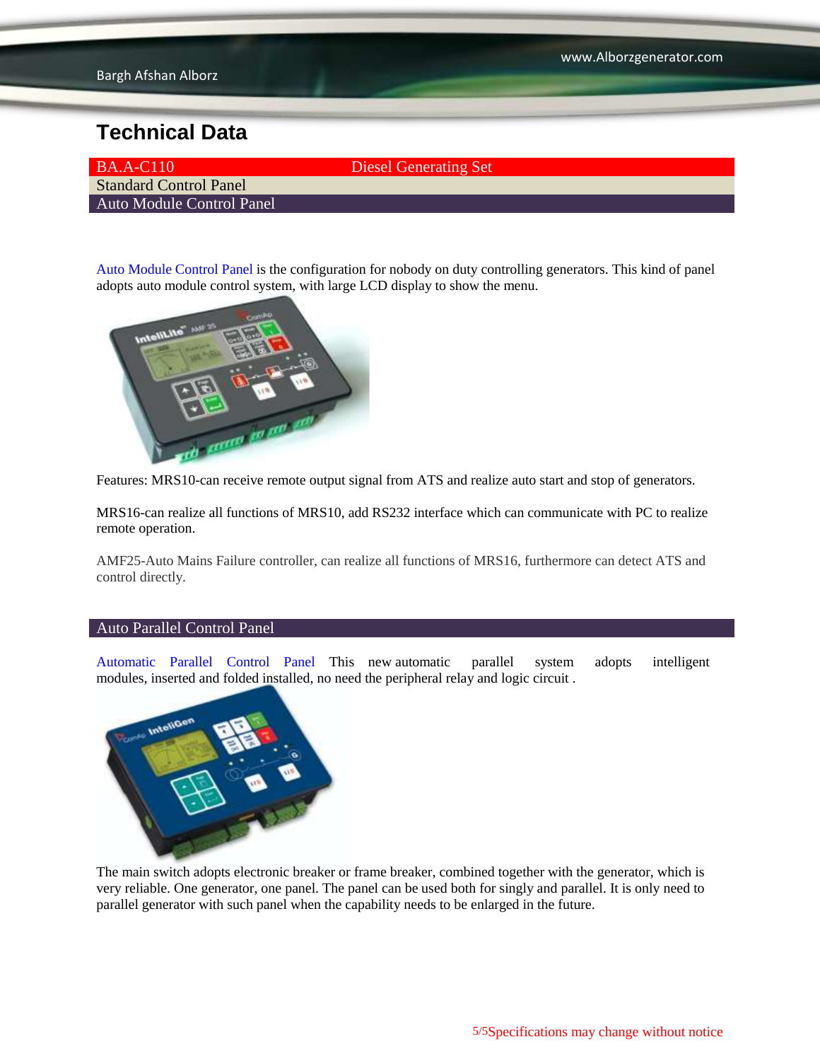## Technical Data

| BA.A-C110 | Diesel Generating Set |
|---|---|
| Standard Control Panel | |
| Auto Module Control Panel | |

Auto Module Control Panel is the configuration for nobody on duty controlling generators. This kind of panel adopts auto module control system, with large LCD display to show the menu.

Features: MRS10-can receive remote output signal from ATS and realize auto start and stop of generators.

MRS16-can realize all functions of MRS10, add RS232 interface which can communicate with PC to realize remote operation.

AMF25-Auto Mains Failure controller, can realize all functions of MRS16, furthermore can detect ATS and control directly.

### Auto Parallel Control Panel

Automatic Parallel Control Panel This new automatic parallel system adopts intelligent modules, inserted and folded installed, no need the peripheral relay and logic circuit .

The main switch adopts electronic breaker or frame breaker, combined together with the generator, which is very reliable. One generator, one panel. The panel can be used both for singly and parallel. It is only need to parallel generator with such panel when the capability needs to be enlarged in the future.

Specifications may change without notice